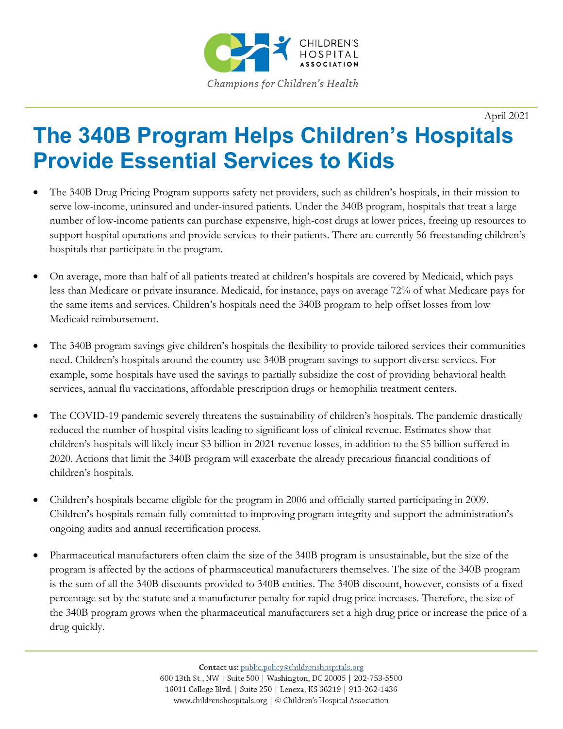CHILDREN'S HOSPITAL ASSOCIATION

*Champions for Children's Health*

April 2021

# The 340B Program Helps Children's Hospitals Provide Essential Services to Kids

- The 340B Drug Pricing Program supports safety net providers, such as children's hospitals, in their mission to serve low-income, uninsured and under-insured patients. Under the 340B program, hospitals that treat a large number of low-income patients can purchase expensive, high-cost drugs at lower prices, freeing up resources to support hospital operations and provide services to their patients. There are currently 56 freestanding children's hospitals that participate in the program.

- On average, more than half of all patients treated at children's hospitals are covered by Medicaid, which pays less than Medicare or private insurance. Medicaid, for instance, pays on average 72% of what Medicare pays for the same items and services. Children's hospitals need the 340B program to help offset losses from low Medicaid reimbursement.

- The 340B program savings give children's hospitals the flexibility to provide tailored services their communities need. Children's hospitals around the country use 340B program savings to support diverse services. For example, some hospitals have used the savings to partially subsidize the cost of providing behavioral health services, annual flu vaccinations, affordable prescription drugs or hemophilia treatment centers.

- The COVID-19 pandemic severely threatens the sustainability of children's hospitals. The pandemic drastically reduced the number of hospital visits leading to significant loss of clinical revenue. Estimates show that children's hospitals will likely incur $3 billion in 2021 revenue losses, in addition to the $5 billion suffered in 2020. Actions that limit the 340B program will exacerbate the already precarious financial conditions of children's hospitals.

- Children's hospitals became eligible for the program in 2006 and officially started participating in 2009. Children's hospitals remain fully committed to improving program integrity and support the administration's ongoing audits and annual recertification process.

- Pharmaceutical manufacturers often claim the size of the 340B program is unsustainable, but the size of the program is affected by the actions of pharmaceutical manufacturers themselves. The size of the 340B program is the sum of all the 340B discounts provided to 340B entities. The 340B discount, however, consists of a fixed percentage set by the statute and a manufacturer penalty for rapid drug price increases. Therefore, the size of the 340B program grows when the pharmaceutical manufacturers set a high drug price or increase the price of a drug quickly.

**Contact us:** public.policy@childrenshospitals.org
600 13th St., NW | Suite 500 | Washington, DC 20005 | 202-753-5500
16011 College Blvd. | Suite 250 | Lenexa, KS 66219 | 913-262-1436
www.childrenshospitals.org | © Children's Hospital Association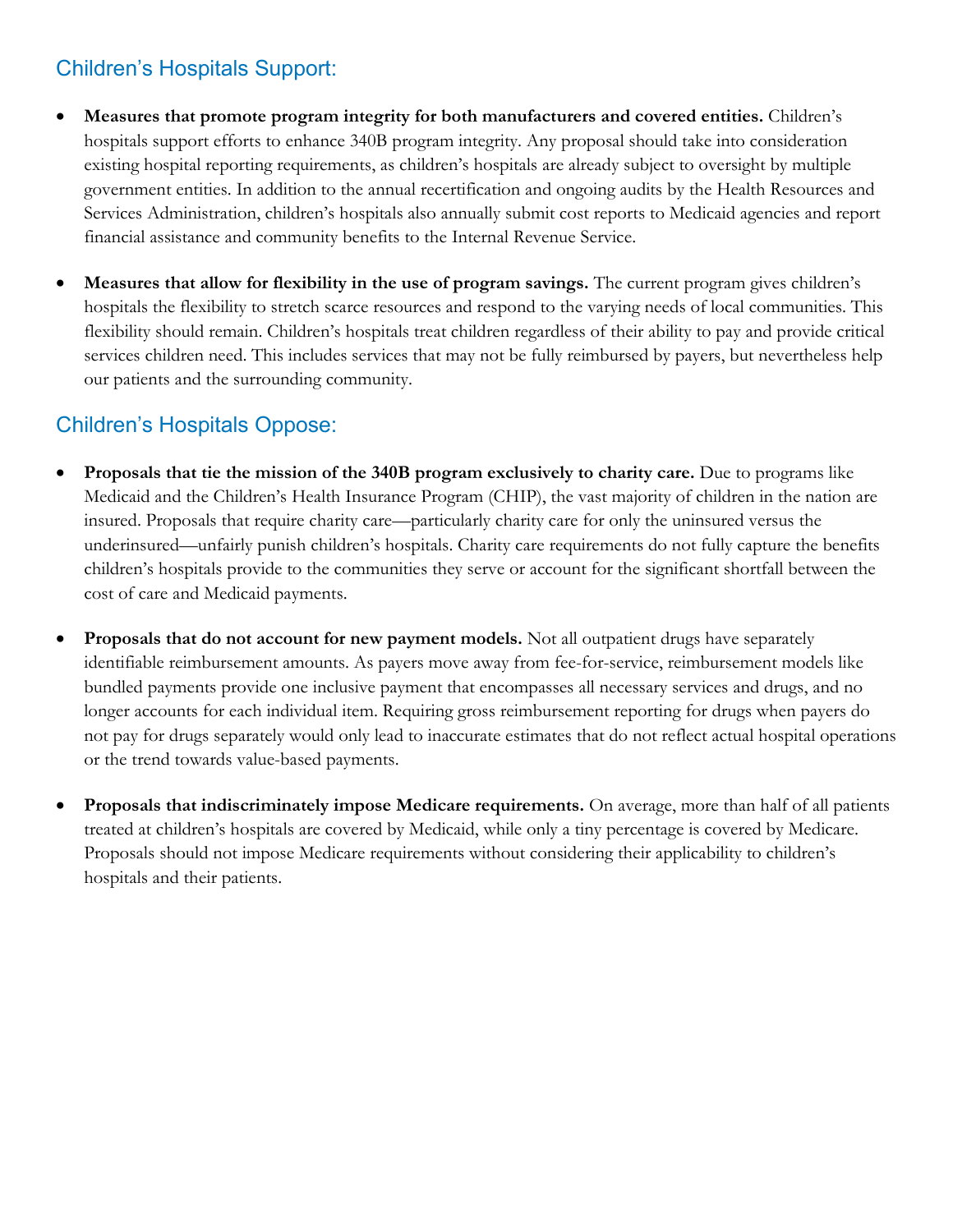## Children's Hospitals Support:

- **Measures that promote program integrity for both manufacturers and covered entities.** Children's hospitals support efforts to enhance 340B program integrity. Any proposal should take into consideration existing hospital reporting requirements, as children's hospitals are already subject to oversight by multiple government entities. In addition to the annual recertification and ongoing audits by the Health Resources and Services Administration, children's hospitals also annually submit cost reports to Medicaid agencies and report financial assistance and community benefits to the Internal Revenue Service.

- **Measures that allow for flexibility in the use of program savings.** The current program gives children's hospitals the flexibility to stretch scarce resources and respond to the varying needs of local communities. This flexibility should remain. Children's hospitals treat children regardless of their ability to pay and provide critical services children need. This includes services that may not be fully reimbursed by payers, but nevertheless help our patients and the surrounding community.

## Children's Hospitals Oppose:

- **Proposals that tie the mission of the 340B program exclusively to charity care.** Due to programs like Medicaid and the Children's Health Insurance Program (CHIP), the vast majority of children in the nation are insured. Proposals that require charity care—particularly charity care for only the uninsured versus the underinsured—unfairly punish children's hospitals. Charity care requirements do not fully capture the benefits children's hospitals provide to the communities they serve or account for the significant shortfall between the cost of care and Medicaid payments.

- **Proposals that do not account for new payment models.** Not all outpatient drugs have separately identifiable reimbursement amounts. As payers move away from fee-for-service, reimbursement models like bundled payments provide one inclusive payment that encompasses all necessary services and drugs, and no longer accounts for each individual item. Requiring gross reimbursement reporting for drugs when payers do not pay for drugs separately would only lead to inaccurate estimates that do not reflect actual hospital operations or the trend towards value-based payments.

- **Proposals that indiscriminately impose Medicare requirements.** On average, more than half of all patients treated at children's hospitals are covered by Medicaid, while only a tiny percentage is covered by Medicare. Proposals should not impose Medicare requirements without considering their applicability to children's hospitals and their patients.